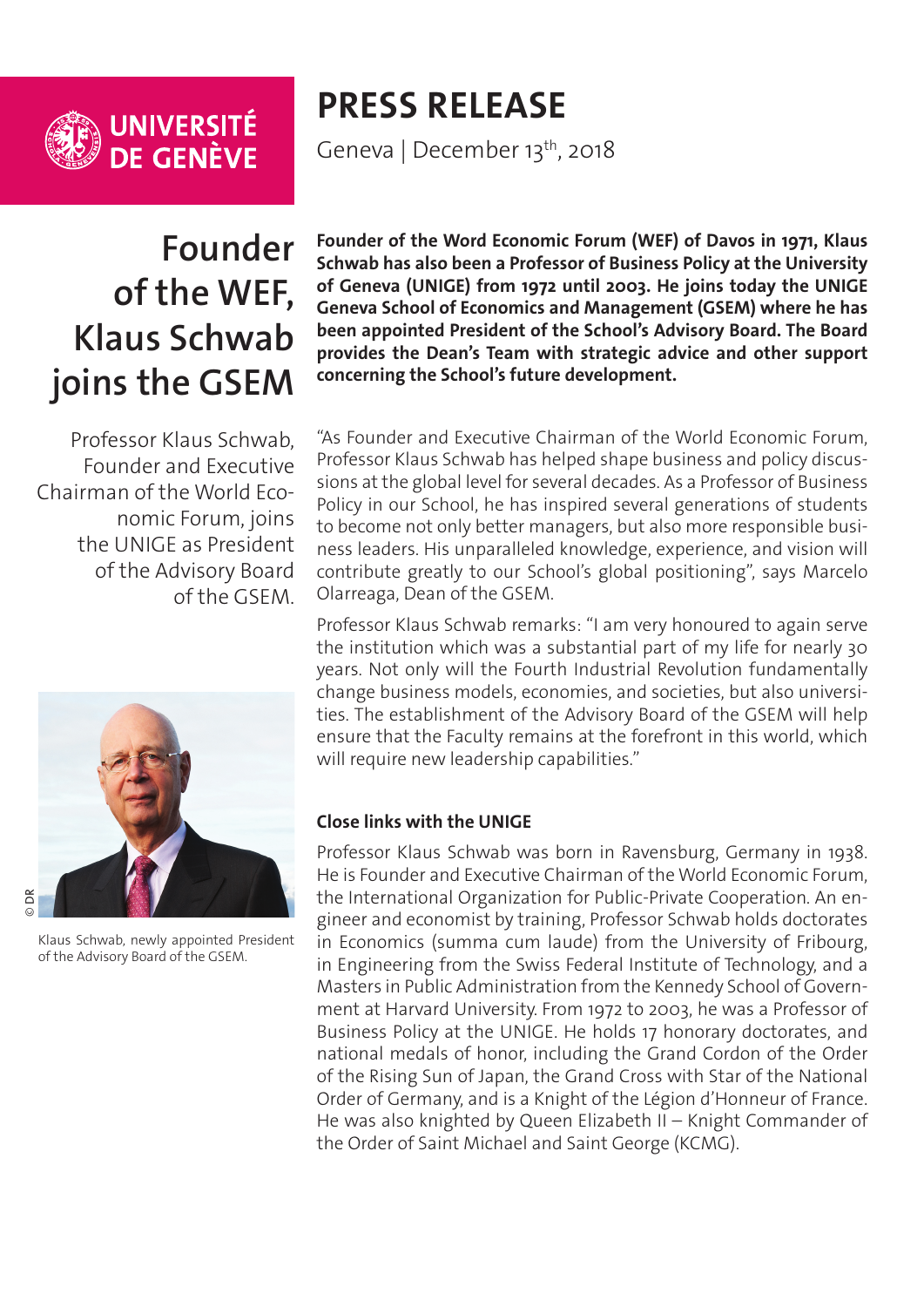UNIVERSITÉ DE GENÈVE

# PRESS RELEASE

Geneva | December 13th, 2018

## Founder of the WEF, Klaus Schwab joins the GSEM

Professor Klaus Schwab, Founder and Executive Chairman of the World Economic Forum, joins the UNIGE as President of the Advisory Board of the GSEM.

© DR

Klaus Schwab, newly appointed President of the Advisory Board of the GSEM.

**Founder of the Word Economic Forum (WEF) of Davos in 1971, Klaus Schwab has also been a Professor of Business Policy at the University of Geneva (UNIGE) from 1972 until 2003. He joins today the UNIGE Geneva School of Economics and Management (GSEM) where he has been appointed President of the School's Advisory Board. The Board provides the Dean's Team with strategic advice and other support concerning the School's future development.**

"As Founder and Executive Chairman of the World Economic Forum, Professor Klaus Schwab has helped shape business and policy discussions at the global level for several decades. As a Professor of Business Policy in our School, he has inspired several generations of students to become not only better managers, but also more responsible business leaders. His unparalleled knowledge, experience, and vision will contribute greatly to our School's global positioning", says Marcelo Olarreaga, Dean of the GSEM.

Professor Klaus Schwab remarks: "I am very honoured to again serve the institution which was a substantial part of my life for nearly 30 years. Not only will the Fourth Industrial Revolution fundamentally change business models, economies, and societies, but also universities. The establishment of the Advisory Board of the GSEM will help ensure that the Faculty remains at the forefront in this world, which will require new leadership capabilities."

### Close links with the UNIGE

Professor Klaus Schwab was born in Ravensburg, Germany in 1938. He is Founder and Executive Chairman of the World Economic Forum, the International Organization for Public-Private Cooperation. An engineer and economist by training, Professor Schwab holds doctorates in Economics (summa cum laude) from the University of Fribourg, in Engineering from the Swiss Federal Institute of Technology, and a Masters in Public Administration from the Kennedy School of Government at Harvard University. From 1972 to 2003, he was a Professor of Business Policy at the UNIGE. He holds 17 honorary doctorates, and national medals of honor, including the Grand Cordon of the Order of the Rising Sun of Japan, the Grand Cross with Star of the National Order of Germany, and is a Knight of the Légion d'Honneur of France. He was also knighted by Queen Elizabeth II – Knight Commander of the Order of Saint Michael and Saint George (KCMG).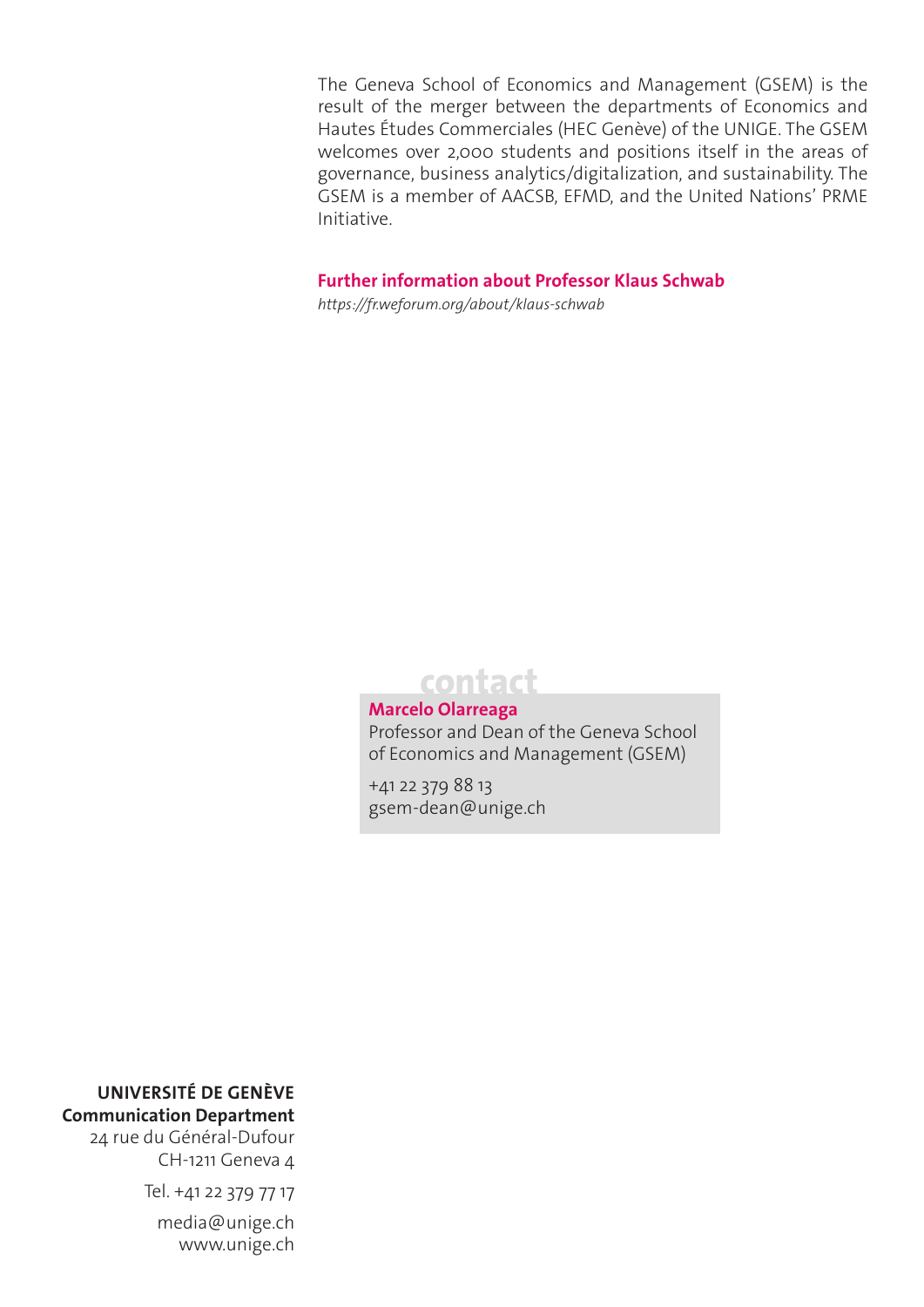The Geneva School of Economics and Management (GSEM) is the result of the merger between the departments of Economics and Hautes Études Commerciales (HEC Genève) of the UNIGE. The GSEM welcomes over 2,000 students and positions itself in the areas of governance, business analytics/digitalization, and sustainability. The GSEM is a member of AACSB, EFMD, and the United Nations' PRME Initiative.

**Further information about Professor Klaus Schwab**

*https://fr.weforum.org/about/klaus-schwab*

## contact

**Marcelo Olarreaga**
Professor and Dean of the Geneva School of Economics and Management (GSEM)

+41 22 379 88 13
gsem-dean@unige.ch

**UNIVERSITÉ DE GENÈVE**
**Communication Department**
24 rue du Général-Dufour
CH-1211 Geneva 4

Tel. +41 22 379 77 17

media@unige.ch
www.unige.ch